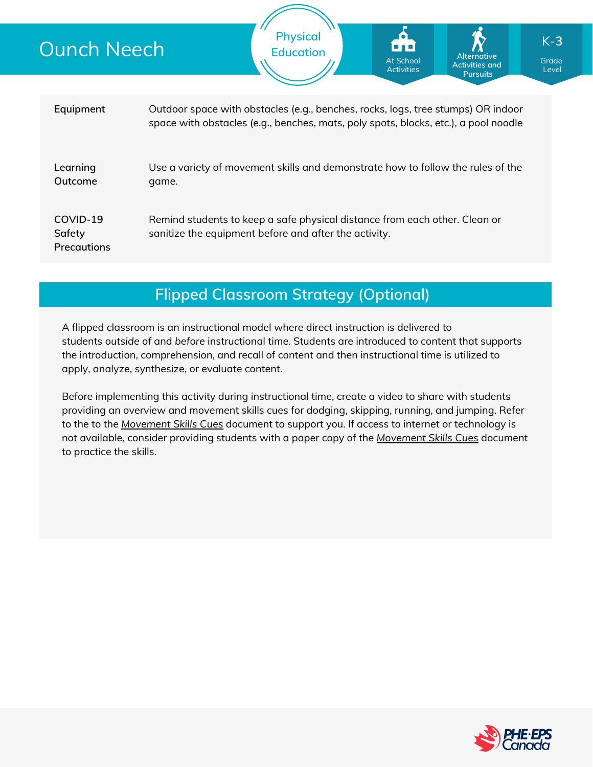# Ounch Neech

Physical Education

At School Activities

Alternative Activities and Pursuits

K-3 Grade Level

| | |
|---|---|
| **Equipment** | Outdoor space with obstacles (e.g., benches, rocks, logs, tree stumps) OR indoor space with obstacles (e.g., benches, mats, poly spots, blocks, etc.), a pool noodle |
| **Learning Outcome** | Use a variety of movement skills and demonstrate how to follow the rules of the game. |
| **COVID-19 Safety Precautions** | Remind students to keep a safe physical distance from each other. Clean or sanitize the equipment before and after the activity. |

## Flipped Classroom Strategy (Optional)

A flipped classroom is an instructional model where direct instruction is delivered to students *outside* of and *before* instructional time. Students are introduced to content that supports the introduction, comprehension, and recall of content and then instructional time is utilized to apply, analyze, synthesize, or evaluate content.

Before implementing this activity during instructional time, create a video to share with students providing an overview and movement skills cues for dodging, skipping, running, and jumping. Refer to the to the *Movement Skills Cues* document to support you. If access to internet or technology is not available, consider providing students with a paper copy of the *Movement Skills Cues* document to practice the skills.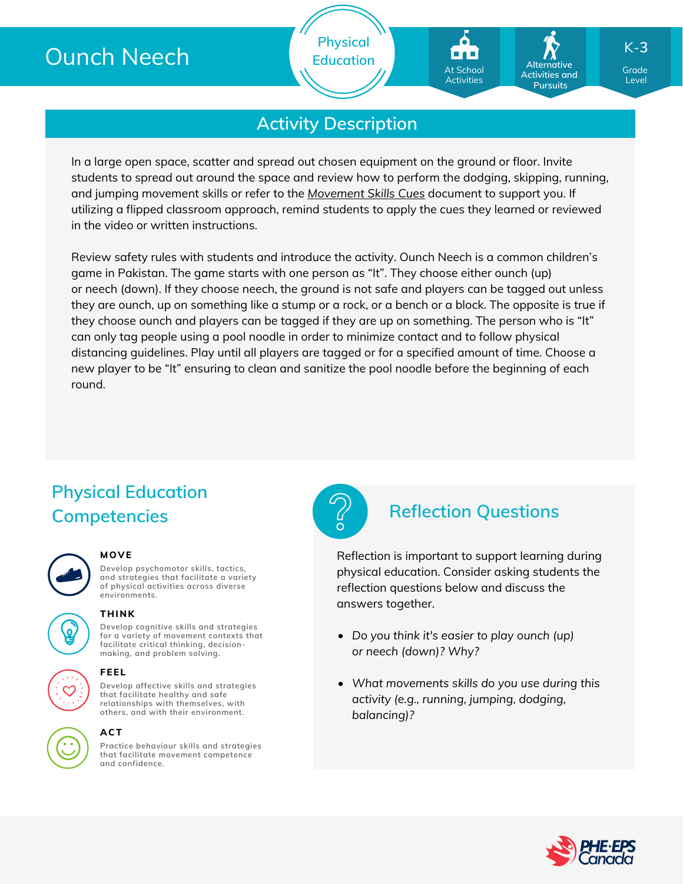# Ounch Neech

Physical Education

At School Activities

Alternative Activities and Pursuits

K-3 Grade Level

## Activity Description

In a large open space, scatter and spread out chosen equipment on the ground or floor. Invite students to spread out around the space and review how to perform the dodging, skipping, running, and jumping movement skills or refer to the *Movement Skills Cues* document to support you. If utilizing a flipped classroom approach, remind students to apply the cues they learned or reviewed in the video or written instructions.

Review safety rules with students and introduce the activity. Ounch Neech is a common children's game in Pakistan. The game starts with one person as "It". They choose either ounch (up) or neech (down). If they choose neech, the ground is not safe and players can be tagged out unless they are ounch, up on something like a stump or a rock, or a bench or a block. The opposite is true if they choose ounch and players can be tagged if they are up on something. The person who is "It" can only tag people using a pool noodle in order to minimize contact and to follow physical distancing guidelines. Play until all players are tagged or for a specified amount of time. Choose a new player to be "It" ensuring to clean and sanitize the pool noodle before the beginning of each round.

## Physical Education Competencies

**MOVE**
Develop psychomotor skills, tactics, and strategies that facilitate a variety of physical activities across diverse environments.

**THINK**
Develop cognitive skills and strategies for a variety of movement contexts that facilitate critical thinking, decision-making, and problem solving.

**FEEL**
Develop affective skills and strategies that facilitate healthy and safe relationships with themselves, with others, and with their environment.

**ACT**
Practice behaviour skills and strategies that facilitate movement competence and confidence.

## Reflection Questions

Reflection is important to support learning during physical education. Consider asking students the reflection questions below and discuss the answers together.

- *Do you think it's easier to play ounch (up) or neech (down)? Why?*
- *What movements skills do you use during this activity (e.g., running, jumping, dodging, balancing)?*

PHE·EPS Canada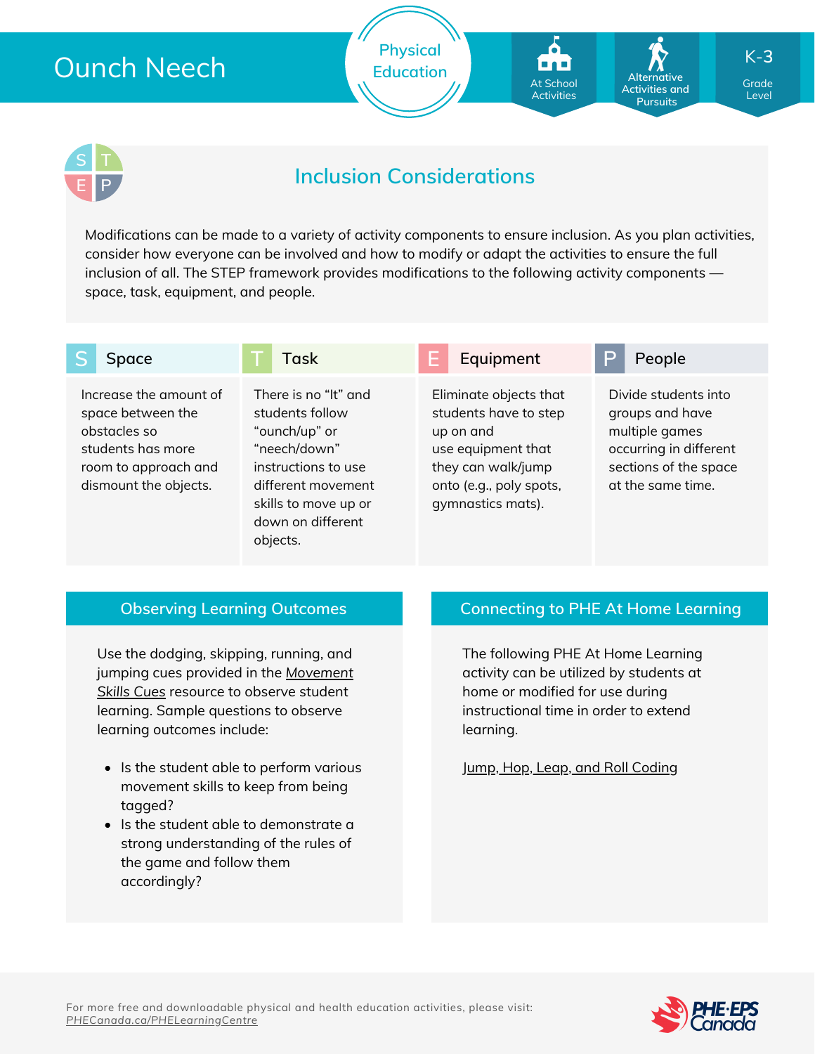# Ounch Neech

Physical Education

At School Activities | Alternative Activities and Pursuits | K-3 Grade Level

## Inclusion Considerations

Modifications can be made to a variety of activity components to ensure inclusion. As you plan activities, consider how everyone can be involved and how to modify or adapt the activities to ensure the full inclusion of all. The STEP framework provides modifications to the following activity components — space, task, equipment, and people.

| S Space | T Task | E Equipment | P People |
| --- | --- | --- | --- |
| Increase the amount of space between the obstacles so students has more room to approach and dismount the objects. | There is no "It" and students follow "ounch/up" or "neech/down" instructions to use different movement skills to move up or down on different objects. | Eliminate objects that students have to step up on and use equipment that they can walk/jump onto (e.g., poly spots, gymnastics mats). | Divide students into groups and have multiple games occurring in different sections of the space at the same time. |

## Observing Learning Outcomes

Use the dodging, skipping, running, and jumping cues provided in the *Movement Skills Cues* resource to observe student learning. Sample questions to observe learning outcomes include:

- Is the student able to perform various movement skills to keep from being tagged?
- Is the student able to demonstrate a strong understanding of the rules of the game and follow them accordingly?

## Connecting to PHE At Home Learning

The following PHE At Home Learning activity can be utilized by students at home or modified for use during instructional time in order to extend learning.

Jump, Hop, Leap, and Roll Coding

For more free and downloadable physical and health education activities, please visit: PHECanada.ca/PHELearningCentre